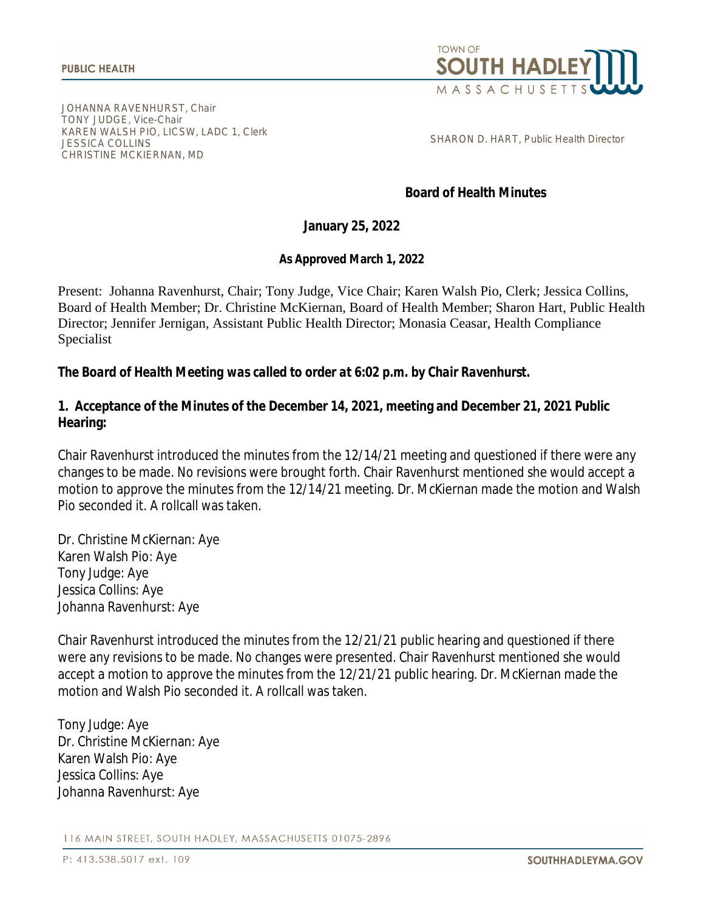**PUBLIC HEALTH**

TOWN OF SOUTH HADLEY MASSACHUSETTS

JOHANNA RAVENHURST, Chair
TONY JUDGE, Vice-Chair
KAREN WALSH PIO, LICSW, LADC 1, Clerk
JESSICA COLLINS
CHRISTINE MCKIERNAN, MD

SHARON D. HART, Public Health Director

# Board of Health Minutes

## January 25, 2022

### As Approved March 1, 2022

Present: Johanna Ravenhurst, Chair; Tony Judge, Vice Chair; Karen Walsh Pio, Clerk; Jessica Collins, Board of Health Member; Dr. Christine McKiernan, Board of Health Member; Sharon Hart, Public Health Director; Jennifer Jernigan, Assistant Public Health Director; Monasia Ceasar, Health Compliance Specialist

***The Board of Health Meeting was called to order at 6:02 p.m. by Chair Ravenhurst.***

**1. Acceptance of the Minutes of the December 14, 2021, meeting and December 21, 2021 Public Hearing:**

Chair Ravenhurst introduced the minutes from the 12/14/21 meeting and questioned if there were any changes to be made. No revisions were brought forth. Chair Ravenhurst mentioned she would accept a motion to approve the minutes from the 12/14/21 meeting. Dr. McKiernan made the motion and Walsh Pio seconded it. A rollcall was taken.

Dr. Christine McKiernan: Aye
Karen Walsh Pio: Aye
Tony Judge: Aye
Jessica Collins: Aye
Johanna Ravenhurst: Aye

Chair Ravenhurst introduced the minutes from the 12/21/21 public hearing and questioned if there were any revisions to be made. No changes were presented. Chair Ravenhurst mentioned she would accept a motion to approve the minutes from the 12/21/21 public hearing. Dr. McKiernan made the motion and Walsh Pio seconded it. A rollcall was taken.

Tony Judge: Aye
Dr. Christine McKiernan: Aye
Karen Walsh Pio: Aye
Jessica Collins: Aye
Johanna Ravenhurst: Aye

116 MAIN STREET, SOUTH HADLEY, MASSACHUSETTS 01075-2896

P: 413.538.5017 ext. 109 SOUTHHADLEYMA.GOV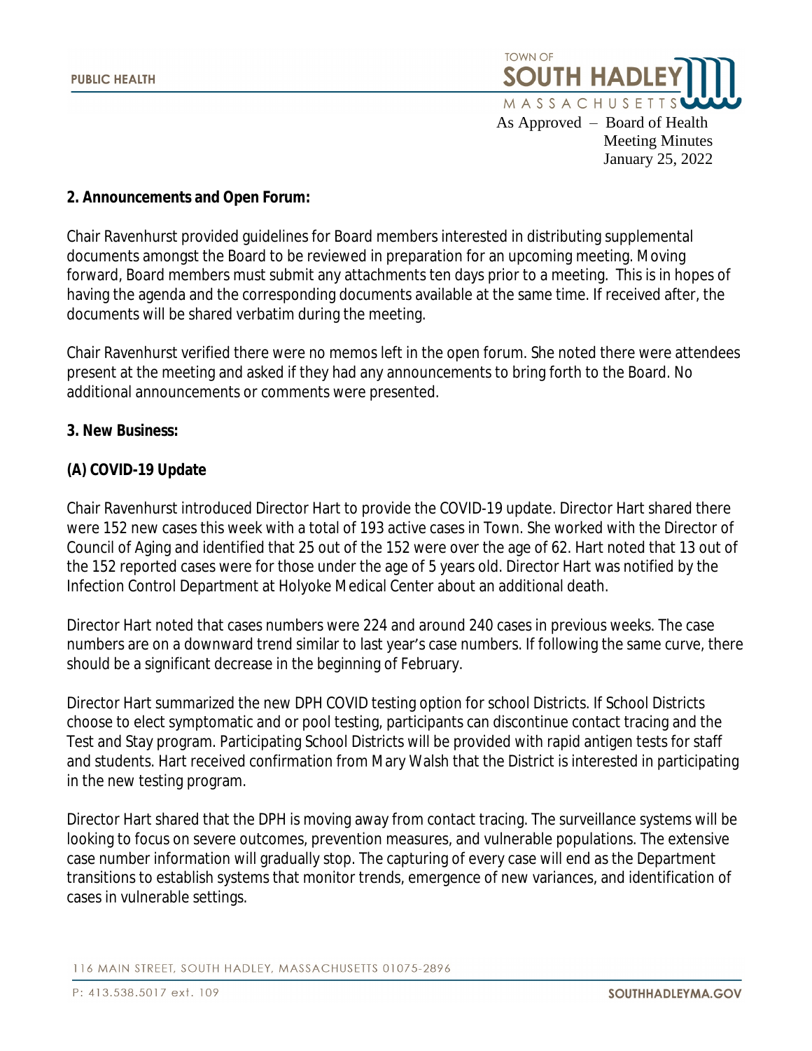**2. Announcements and Open Forum:**

Chair Ravenhurst provided guidelines for Board members interested in distributing supplemental documents amongst the Board to be reviewed in preparation for an upcoming meeting. Moving forward, Board members must submit any attachments ten days prior to a meeting. This is in hopes of having the agenda and the corresponding documents available at the same time. If received after, the documents will be shared verbatim during the meeting.

Chair Ravenhurst verified there were no memos left in the open forum. She noted there were attendees present at the meeting and asked if they had any announcements to bring forth to the Board. No additional announcements or comments were presented.

**3. New Business:**

**(A) COVID-19 Update**

Chair Ravenhurst introduced Director Hart to provide the COVID-19 update. Director Hart shared there were 152 new cases this week with a total of 193 active cases in Town. She worked with the Director of Council of Aging and identified that 25 out of the 152 were over the age of 62. Hart noted that 13 out of the 152 reported cases were for those under the age of 5 years old. Director Hart was notified by the Infection Control Department at Holyoke Medical Center about an additional death.

Director Hart noted that cases numbers were 224 and around 240 cases in previous weeks. The case numbers are on a downward trend similar to last year's case numbers. If following the same curve, there should be a significant decrease in the beginning of February.

Director Hart summarized the new DPH COVID testing option for school Districts. If School Districts choose to elect symptomatic and or pool testing, participants can discontinue contact tracing and the Test and Stay program. Participating School Districts will be provided with rapid antigen tests for staff and students. Hart received confirmation from Mary Walsh that the District is interested in participating in the new testing program.

Director Hart shared that the DPH is moving away from contact tracing. The surveillance systems will be looking to focus on severe outcomes, prevention measures, and vulnerable populations. The extensive case number information will gradually stop. The capturing of every case will end as the Department transitions to establish systems that monitor trends, emergence of new variances, and identification of cases in vulnerable settings.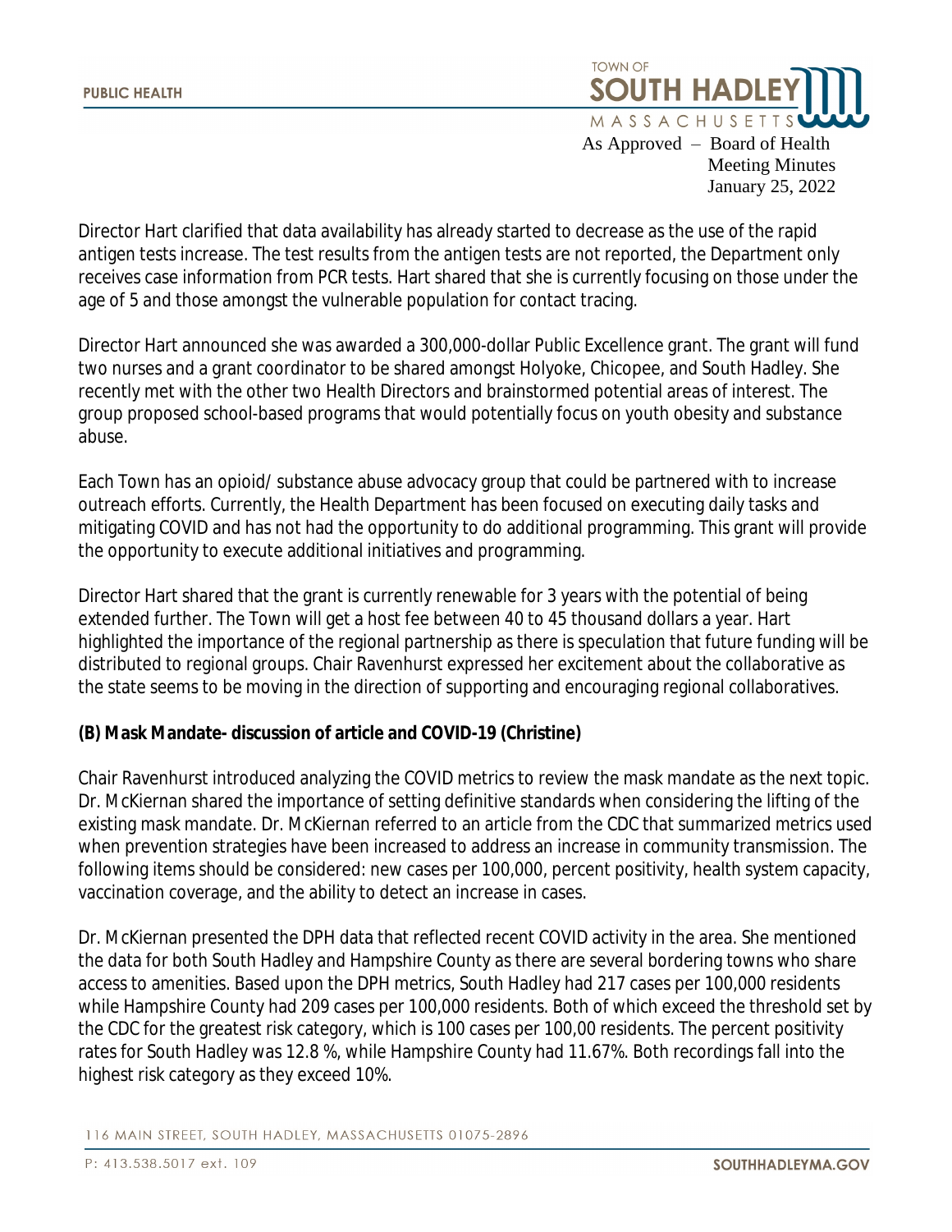Director Hart clarified that data availability has already started to decrease as the use of the rapid antigen tests increase. The test results from the antigen tests are not reported, the Department only receives case information from PCR tests. Hart shared that she is currently focusing on those under the age of 5 and those amongst the vulnerable population for contact tracing.

Director Hart announced she was awarded a 300,000-dollar Public Excellence grant. The grant will fund two nurses and a grant coordinator to be shared amongst Holyoke, Chicopee, and South Hadley. She recently met with the other two Health Directors and brainstormed potential areas of interest. The group proposed school-based programs that would potentially focus on youth obesity and substance abuse.

Each Town has an opioid/ substance abuse advocacy group that could be partnered with to increase outreach efforts. Currently, the Health Department has been focused on executing daily tasks and mitigating COVID and has not had the opportunity to do additional programming. This grant will provide the opportunity to execute additional initiatives and programming.

Director Hart shared that the grant is currently renewable for 3 years with the potential of being extended further. The Town will get a host fee between 40 to 45 thousand dollars a year. Hart highlighted the importance of the regional partnership as there is speculation that future funding will be distributed to regional groups. Chair Ravenhurst expressed her excitement about the collaborative as the state seems to be moving in the direction of supporting and encouraging regional collaboratives.

**(B) Mask Mandate- discussion of article and COVID-19 (Christine)**

Chair Ravenhurst introduced analyzing the COVID metrics to review the mask mandate as the next topic. Dr. McKiernan shared the importance of setting definitive standards when considering the lifting of the existing mask mandate. Dr. McKiernan referred to an article from the CDC that summarized metrics used when prevention strategies have been increased to address an increase in community transmission. The following items should be considered: new cases per 100,000, percent positivity, health system capacity, vaccination coverage, and the ability to detect an increase in cases.

Dr. McKiernan presented the DPH data that reflected recent COVID activity in the area. She mentioned the data for both South Hadley and Hampshire County as there are several bordering towns who share access to amenities. Based upon the DPH metrics, South Hadley had 217 cases per 100,000 residents while Hampshire County had 209 cases per 100,000 residents. Both of which exceed the threshold set by the CDC for the greatest risk category, which is 100 cases per 100,00 residents. The percent positivity rates for South Hadley was 12.8 %, while Hampshire County had 11.67%. Both recordings fall into the highest risk category as they exceed 10%.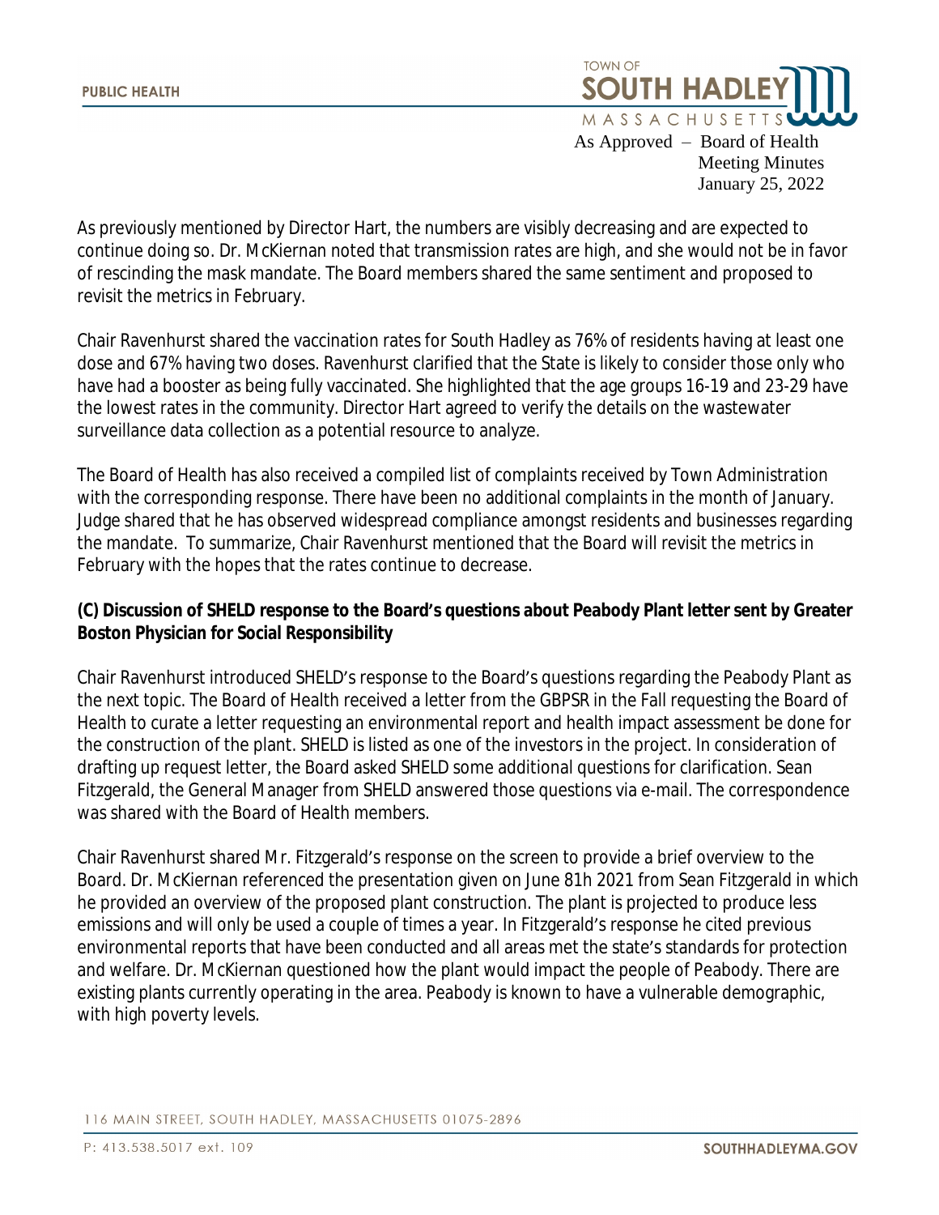As previously mentioned by Director Hart, the numbers are visibly decreasing and are expected to continue doing so. Dr. McKiernan noted that transmission rates are high, and she would not be in favor of rescinding the mask mandate. The Board members shared the same sentiment and proposed to revisit the metrics in February.

Chair Ravenhurst shared the vaccination rates for South Hadley as 76% of residents having at least one dose and 67% having two doses. Ravenhurst clarified that the State is likely to consider those only who have had a booster as being fully vaccinated. She highlighted that the age groups 16-19 and 23-29 have the lowest rates in the community. Director Hart agreed to verify the details on the wastewater surveillance data collection as a potential resource to analyze.

The Board of Health has also received a compiled list of complaints received by Town Administration with the corresponding response. There have been no additional complaints in the month of January. Judge shared that he has observed widespread compliance amongst residents and businesses regarding the mandate. To summarize, Chair Ravenhurst mentioned that the Board will revisit the metrics in February with the hopes that the rates continue to decrease.

**(C) Discussion of SHELD response to the Board's questions about Peabody Plant letter sent by Greater Boston Physician for Social Responsibility**

Chair Ravenhurst introduced SHELD's response to the Board's questions regarding the Peabody Plant as the next topic. The Board of Health received a letter from the GBPSR in the Fall requesting the Board of Health to curate a letter requesting an environmental report and health impact assessment be done for the construction of the plant. SHELD is listed as one of the investors in the project. In consideration of drafting up request letter, the Board asked SHELD some additional questions for clarification. Sean Fitzgerald, the General Manager from SHELD answered those questions via e-mail. The correspondence was shared with the Board of Health members.

Chair Ravenhurst shared Mr. Fitzgerald's response on the screen to provide a brief overview to the Board. Dr. McKiernan referenced the presentation given on June 81h 2021 from Sean Fitzgerald in which he provided an overview of the proposed plant construction. The plant is projected to produce less emissions and will only be used a couple of times a year. In Fitzgerald's response he cited previous environmental reports that have been conducted and all areas met the state's standards for protection and welfare. Dr. McKiernan questioned how the plant would impact the people of Peabody. There are existing plants currently operating in the area. Peabody is known to have a vulnerable demographic, with high poverty levels.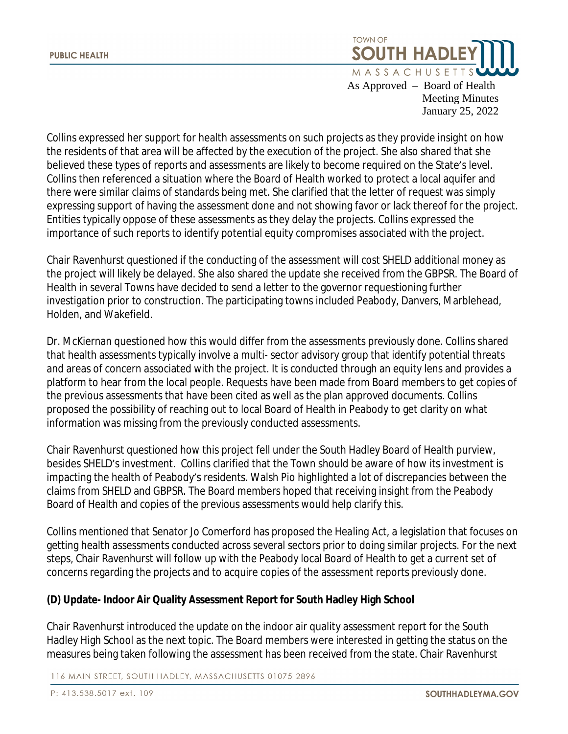Collins expressed her support for health assessments on such projects as they provide insight on how the residents of that area will be affected by the execution of the project. She also shared that she believed these types of reports and assessments are likely to become required on the State's level. Collins then referenced a situation where the Board of Health worked to protect a local aquifer and there were similar claims of standards being met. She clarified that the letter of request was simply expressing support of having the assessment done and not showing favor or lack thereof for the project. Entities typically oppose of these assessments as they delay the projects. Collins expressed the importance of such reports to identify potential equity compromises associated with the project.

Chair Ravenhurst questioned if the conducting of the assessment will cost SHELD additional money as the project will likely be delayed. She also shared the update she received from the GBPSR. The Board of Health in several Towns have decided to send a letter to the governor requestioning further investigation prior to construction. The participating towns included Peabody, Danvers, Marblehead, Holden, and Wakefield.

Dr. McKiernan questioned how this would differ from the assessments previously done. Collins shared that health assessments typically involve a multi- sector advisory group that identify potential threats and areas of concern associated with the project. It is conducted through an equity lens and provides a platform to hear from the local people. Requests have been made from Board members to get copies of the previous assessments that have been cited as well as the plan approved documents. Collins proposed the possibility of reaching out to local Board of Health in Peabody to get clarity on what information was missing from the previously conducted assessments.

Chair Ravenhurst questioned how this project fell under the South Hadley Board of Health purview, besides SHELD's investment. Collins clarified that the Town should be aware of how its investment is impacting the health of Peabody's residents. Walsh Pio highlighted a lot of discrepancies between the claims from SHELD and GBPSR. The Board members hoped that receiving insight from the Peabody Board of Health and copies of the previous assessments would help clarify this.

Collins mentioned that Senator Jo Comerford has proposed the Healing Act, a legislation that focuses on getting health assessments conducted across several sectors prior to doing similar projects. For the next steps, Chair Ravenhurst will follow up with the Peabody local Board of Health to get a current set of concerns regarding the projects and to acquire copies of the assessment reports previously done.

**(D) Update- Indoor Air Quality Assessment Report for South Hadley High School**

Chair Ravenhurst introduced the update on the indoor air quality assessment report for the South Hadley High School as the next topic. The Board members were interested in getting the status on the measures being taken following the assessment has been received from the state. Chair Ravenhurst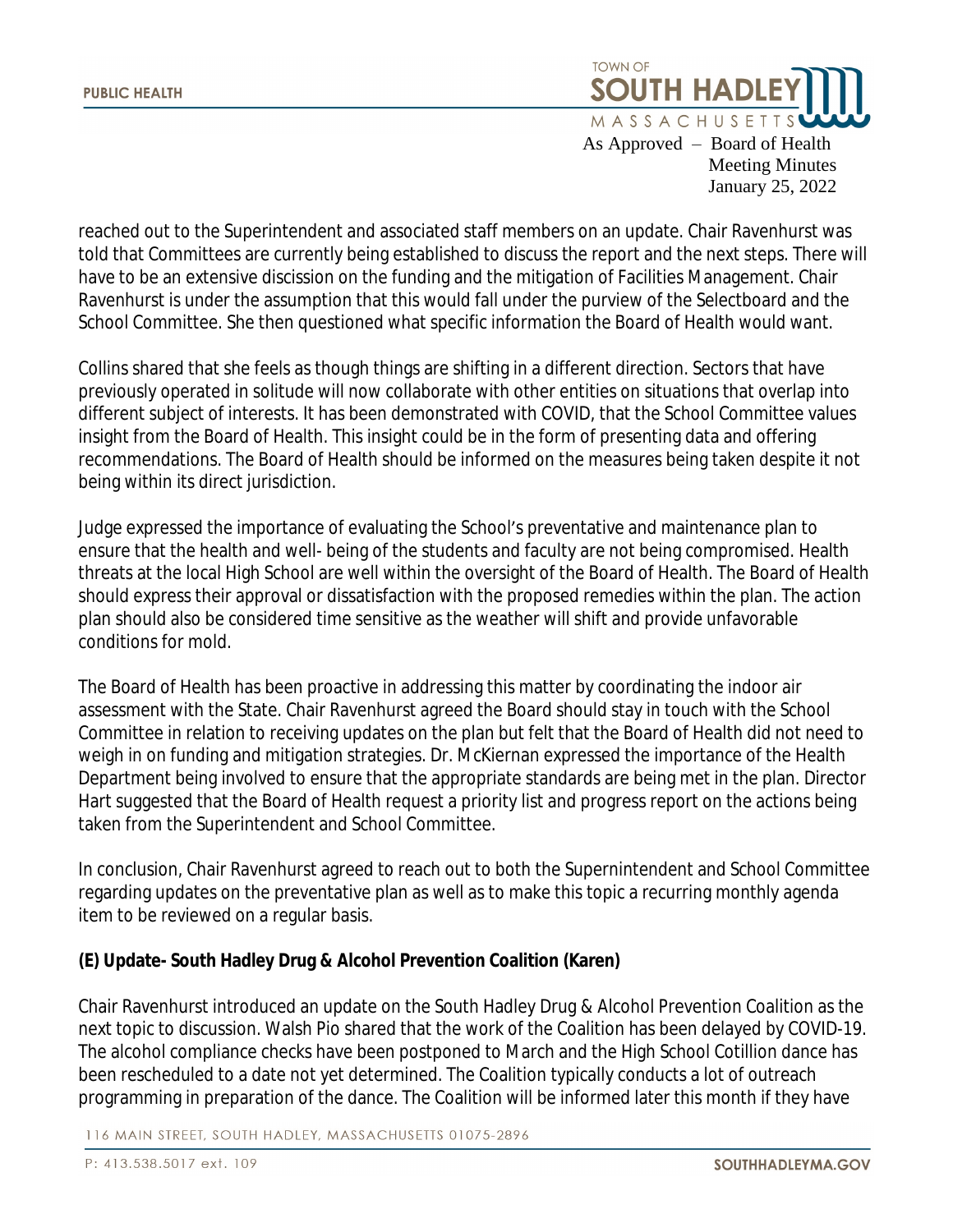reached out to the Superintendent and associated staff members on an update. Chair Ravenhurst was told that Committees are currently being established to discuss the report and the next steps. There will have to be an extensive discission on the funding and the mitigation of Facilities Management. Chair Ravenhurst is under the assumption that this would fall under the purview of the Selectboard and the School Committee. She then questioned what specific information the Board of Health would want.

Collins shared that she feels as though things are shifting in a different direction. Sectors that have previously operated in solitude will now collaborate with other entities on situations that overlap into different subject of interests. It has been demonstrated with COVID, that the School Committee values insight from the Board of Health. This insight could be in the form of presenting data and offering recommendations. The Board of Health should be informed on the measures being taken despite it not being within its direct jurisdiction.

Judge expressed the importance of evaluating the School's preventative and maintenance plan to ensure that the health and well- being of the students and faculty are not being compromised. Health threats at the local High School are well within the oversight of the Board of Health. The Board of Health should express their approval or dissatisfaction with the proposed remedies within the plan. The action plan should also be considered time sensitive as the weather will shift and provide unfavorable conditions for mold.

The Board of Health has been proactive in addressing this matter by coordinating the indoor air assessment with the State. Chair Ravenhurst agreed the Board should stay in touch with the School Committee in relation to receiving updates on the plan but felt that the Board of Health did not need to weigh in on funding and mitigation strategies. Dr. McKiernan expressed the importance of the Health Department being involved to ensure that the appropriate standards are being met in the plan. Director Hart suggested that the Board of Health request a priority list and progress report on the actions being taken from the Superintendent and School Committee.

In conclusion, Chair Ravenhurst agreed to reach out to both the Supernintendent and School Committee regarding updates on the preventative plan as well as to make this topic a recurring monthly agenda item to be reviewed on a regular basis.

**(E) Update- South Hadley Drug & Alcohol Prevention Coalition (Karen)**

Chair Ravenhurst introduced an update on the South Hadley Drug & Alcohol Prevention Coalition as the next topic to discussion. Walsh Pio shared that the work of the Coalition has been delayed by COVID-19. The alcohol compliance checks have been postponed to March and the High School Cotillion dance has been rescheduled to a date not yet determined. The Coalition typically conducts a lot of outreach programming in preparation of the dance. The Coalition will be informed later this month if they have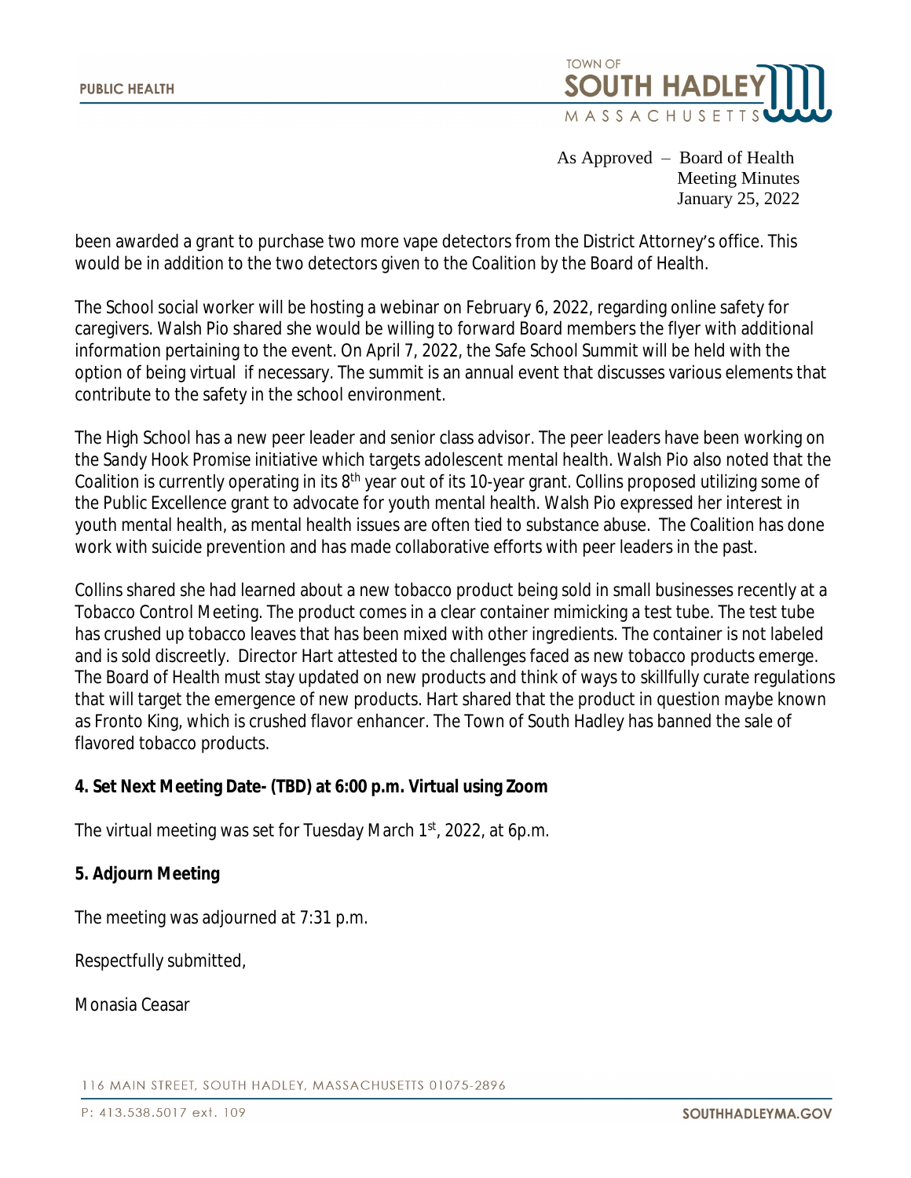been awarded a grant to purchase two more vape detectors from the District Attorney's office. This would be in addition to the two detectors given to the Coalition by the Board of Health.

The School social worker will be hosting a webinar on February 6, 2022, regarding online safety for caregivers. Walsh Pio shared she would be willing to forward Board members the flyer with additional information pertaining to the event. On April 7, 2022, the Safe School Summit will be held with the option of being virtual if necessary. The summit is an annual event that discusses various elements that contribute to the safety in the school environment.

The High School has a new peer leader and senior class advisor. The peer leaders have been working on the Sandy Hook Promise initiative which targets adolescent mental health. Walsh Pio also noted that the Coalition is currently operating in its 8th year out of its 10-year grant. Collins proposed utilizing some of the Public Excellence grant to advocate for youth mental health. Walsh Pio expressed her interest in youth mental health, as mental health issues are often tied to substance abuse. The Coalition has done work with suicide prevention and has made collaborative efforts with peer leaders in the past.

Collins shared she had learned about a new tobacco product being sold in small businesses recently at a Tobacco Control Meeting. The product comes in a clear container mimicking a test tube. The test tube has crushed up tobacco leaves that has been mixed with other ingredients. The container is not labeled and is sold discreetly. Director Hart attested to the challenges faced as new tobacco products emerge. The Board of Health must stay updated on new products and think of ways to skillfully curate regulations that will target the emergence of new products. Hart shared that the product in question maybe known as Fronto King, which is crushed flavor enhancer. The Town of South Hadley has banned the sale of flavored tobacco products.

**4. Set Next Meeting Date- (TBD) at 6:00 p.m. Virtual using Zoom**

The virtual meeting was set for Tuesday March 1st, 2022, at 6p.m.

**5. Adjourn Meeting**

The meeting was adjourned at 7:31 p.m.

Respectfully submitted,

Monasia Ceasar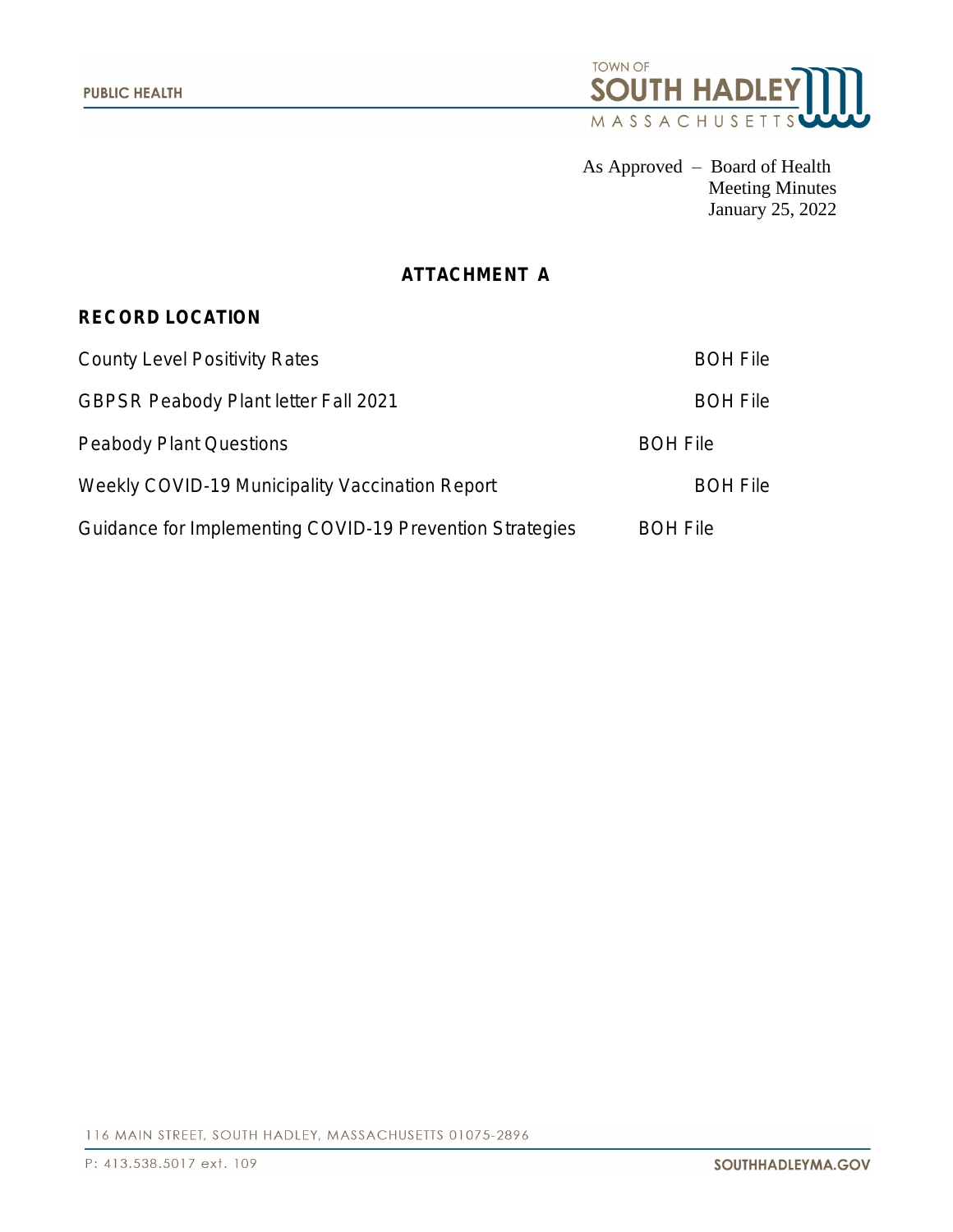As Approved – Board of Health
Meeting Minutes
January 25, 2022

## ATTACHMENT A

### RECORD LOCATION

| | |
|---|---|
| County Level Positivity Rates | BOH File |
| GBPSR Peabody Plant letter Fall 2021 | BOH File |
| Peabody Plant Questions | BOH File |
| Weekly COVID-19 Municipality Vaccination Report | BOH File |
| Guidance for Implementing COVID-19 Prevention Strategies | BOH File |